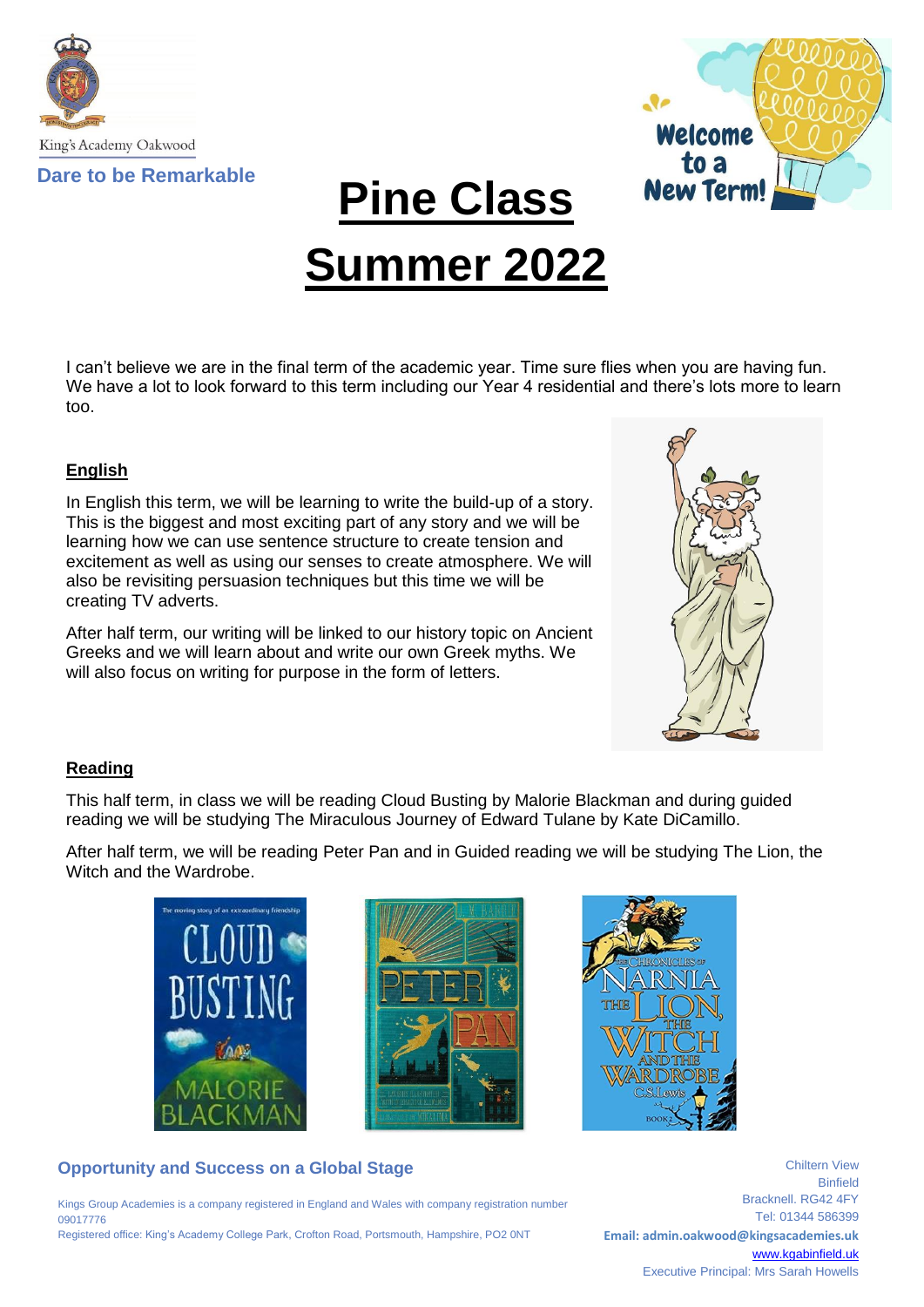King's Academy Oakwood

**Dare to be Remarkable**

# Pine Class Summer 2022

I can't believe we are in the final term of the academic year. Time sure flies when you are having fun. We have a lot to look forward to this term including our Year 4 residential and there's lots more to learn too.

## English

In English this term, we will be learning to write the build-up of a story. This is the biggest and most exciting part of any story and we will be learning how we can use sentence structure to create tension and excitement as well as using our senses to create atmosphere. We will also be revisiting persuasion techniques but this time we will be creating TV adverts.

After half term, our writing will be linked to our history topic on Ancient Greeks and we will learn about and write our own Greek myths. We will also focus on writing for purpose in the form of letters.

## Reading

This half term, in class we will be reading Cloud Busting by Malorie Blackman and during guided reading we will be studying The Miraculous Journey of Edward Tulane by Kate DiCamillo.

After half term, we will be reading Peter Pan and in Guided reading we will be studying The Lion, the Witch and the Wardrobe.

**Opportunity and Success on a Global Stage**

Kings Group Academies is a company registered in England and Wales with company registration number 09017776
Registered office: King's Academy College Park, Crofton Road, Portsmouth, Hampshire, PO2 0NT

Chiltern View
Binfield
Bracknell. RG42 4FY
Tel: 01344 586399
**Email: admin.oakwood@kingsacademies.uk**
www.kgabinfield.uk
Executive Principal: Mrs Sarah Howells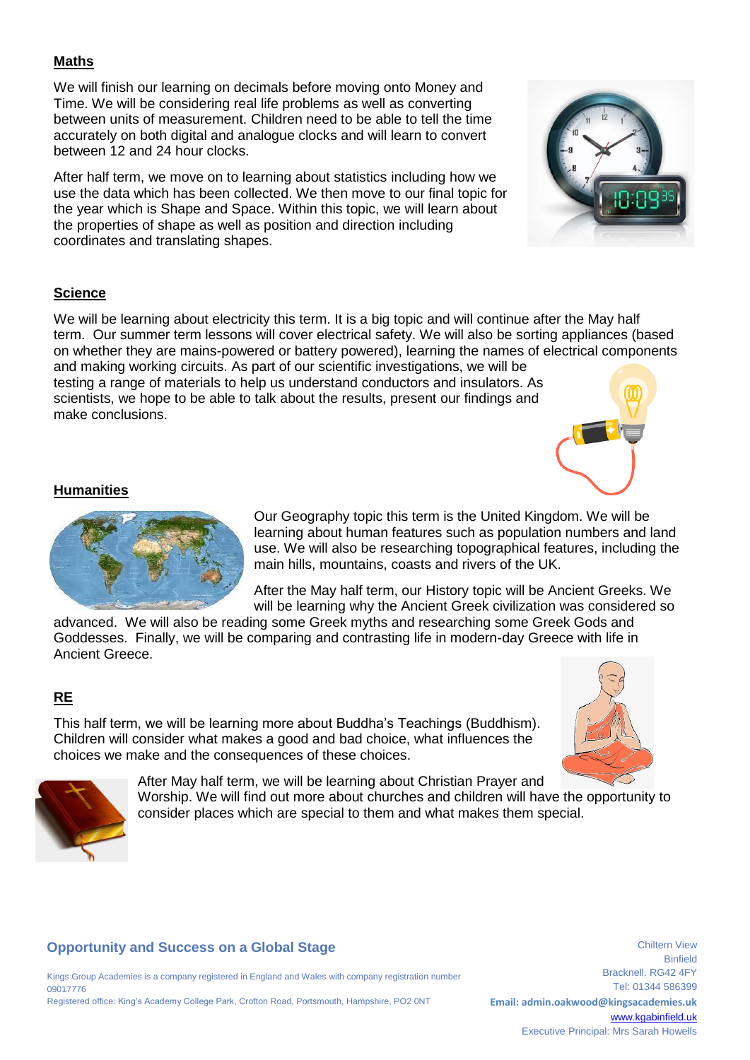## Maths

We will finish our learning on decimals before moving onto Money and Time. We will be considering real life problems as well as converting between units of measurement. Children need to be able to tell the time accurately on both digital and analogue clocks and will learn to convert between 12 and 24 hour clocks.

After half term, we move on to learning about statistics including how we use the data which has been collected. We then move to our final topic for the year which is Shape and Space. Within this topic, we will learn about the properties of shape as well as position and direction including coordinates and translating shapes.

## Science

We will be learning about electricity this term. It is a big topic and will continue after the May half term. Our summer term lessons will cover electrical safety. We will also be sorting appliances (based on whether they are mains-powered or battery powered), learning the names of electrical components and making working circuits. As part of our scientific investigations, we will be testing a range of materials to help us understand conductors and insulators. As scientists, we hope to be able to talk about the results, present our findings and make conclusions.

## Humanities

Our Geography topic this term is the United Kingdom. We will be learning about human features such as population numbers and land use. We will also be researching topographical features, including the main hills, mountains, coasts and rivers of the UK.

After the May half term, our History topic will be Ancient Greeks. We will be learning why the Ancient Greek civilization was considered so advanced. We will also be reading some Greek myths and researching some Greek Gods and Goddesses. Finally, we will be comparing and contrasting life in modern-day Greece with life in Ancient Greece.

## RE

This half term, we will be learning more about Buddha's Teachings (Buddhism). Children will consider what makes a good and bad choice, what influences the choices we make and the consequences of these choices.

After May half term, we will be learning about Christian Prayer and Worship. We will find out more about churches and children will have the opportunity to consider places which are special to them and what makes them special.

**Opportunity and Success on a Global Stage**

Kings Group Academies is a company registered in England and Wales with company registration number 09017776
Registered office: King's Academy College Park, Crofton Road, Portsmouth, Hampshire, PO2 0NT

Chiltern View
Binfield
Bracknell. RG42 4FY
Tel: 01344 586399
**Email: admin.oakwood@kingsacademies.uk**
www.kgabinfield.uk
Executive Principal: Mrs Sarah Howells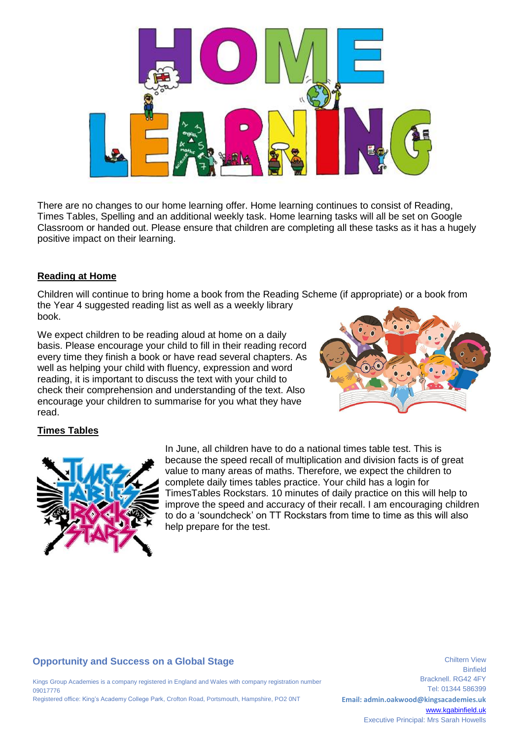# HOME LEARNING

There are no changes to our home learning offer. Home learning continues to consist of Reading, Times Tables, Spelling and an additional weekly task. Home learning tasks will all be set on Google Classroom or handed out. Please ensure that children are completing all these tasks as it has a hugely positive impact on their learning.

## Reading at Home

Children will continue to bring home a book from the Reading Scheme (if appropriate) or a book from the Year 4 suggested reading list as well as a weekly library book.

We expect children to be reading aloud at home on a daily basis. Please encourage your child to fill in their reading record every time they finish a book or have read several chapters. As well as helping your child with fluency, expression and word reading, it is important to discuss the text with your child to check their comprehension and understanding of the text. Also encourage your children to summarise for you what they have read.

## Times Tables

In June, all children have to do a national times table test. This is because the speed recall of multiplication and division facts is of great value to many areas of maths. Therefore, we expect the children to complete daily times tables practice. Your child has a login for TimesTables Rockstars. 10 minutes of daily practice on this will help to improve the speed and accuracy of their recall. I am encouraging children to do a 'soundcheck' on TT Rockstars from time to time as this will also help prepare for the test.

**Opportunity and Success on a Global Stage**

Kings Group Academies is a company registered in England and Wales with company registration number 09017776
Registered office: King's Academy College Park, Crofton Road, Portsmouth, Hampshire, PO2 0NT

Chiltern View
Binfield
Bracknell. RG42 4FY
Tel: 01344 586399
**Email: admin.oakwood@kingsacademies.uk**
www.kgabinfield.uk
Executive Principal: Mrs Sarah Howells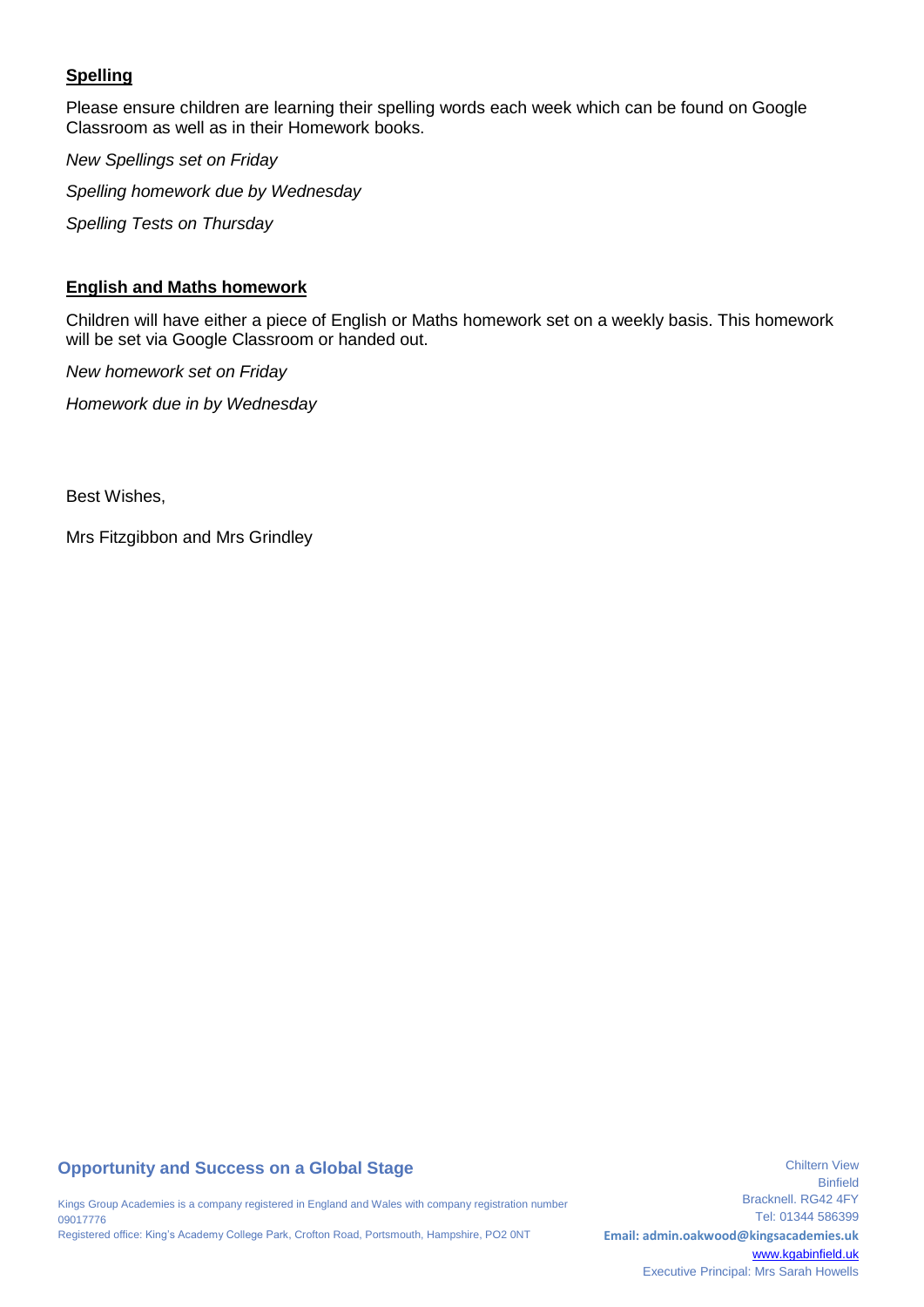**Spelling**

Please ensure children are learning their spelling words each week which can be found on Google Classroom as well as in their Homework books.

*New Spellings set on Friday*

*Spelling homework due by Wednesday*

*Spelling Tests on Thursday*

**English and Maths homework**

Children will have either a piece of English or Maths homework set on a weekly basis. This homework will be set via Google Classroom or handed out.

*New homework set on Friday*

*Homework due in by Wednesday*

Best Wishes,

Mrs Fitzgibbon and Mrs Grindley

**Opportunity and Success on a Global Stage**

Kings Group Academies is a company registered in England and Wales with company registration number 09017776
Registered office: King's Academy College Park, Crofton Road, Portsmouth, Hampshire, PO2 0NT

Chiltern View
Binfield
Bracknell. RG42 4FY
Tel: 01344 586399
**Email: admin.oakwood@kingsacademies.uk**
www.kgabinfield.uk
Executive Principal: Mrs Sarah Howells